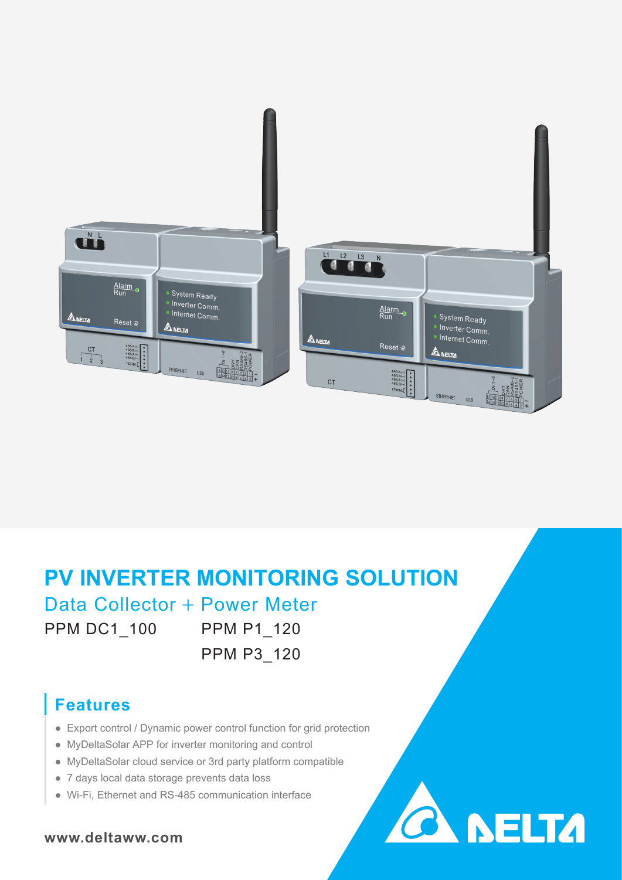# PV INVERTER MONITORING SOLUTION

## Data Collector + Power Meter

PPM DC1_100 PPM P1_120

PPM P3_120

## Features

- Export control / Dynamic power control function for grid protection
- MyDeltaSolar APP for inverter monitoring and control
- MyDeltaSolar cloud service or 3rd party platform compatible
- 7 days local data storage prevents data loss
- Wi-Fi, Ethernet and RS-485 communication interface

**www.deltaww.com**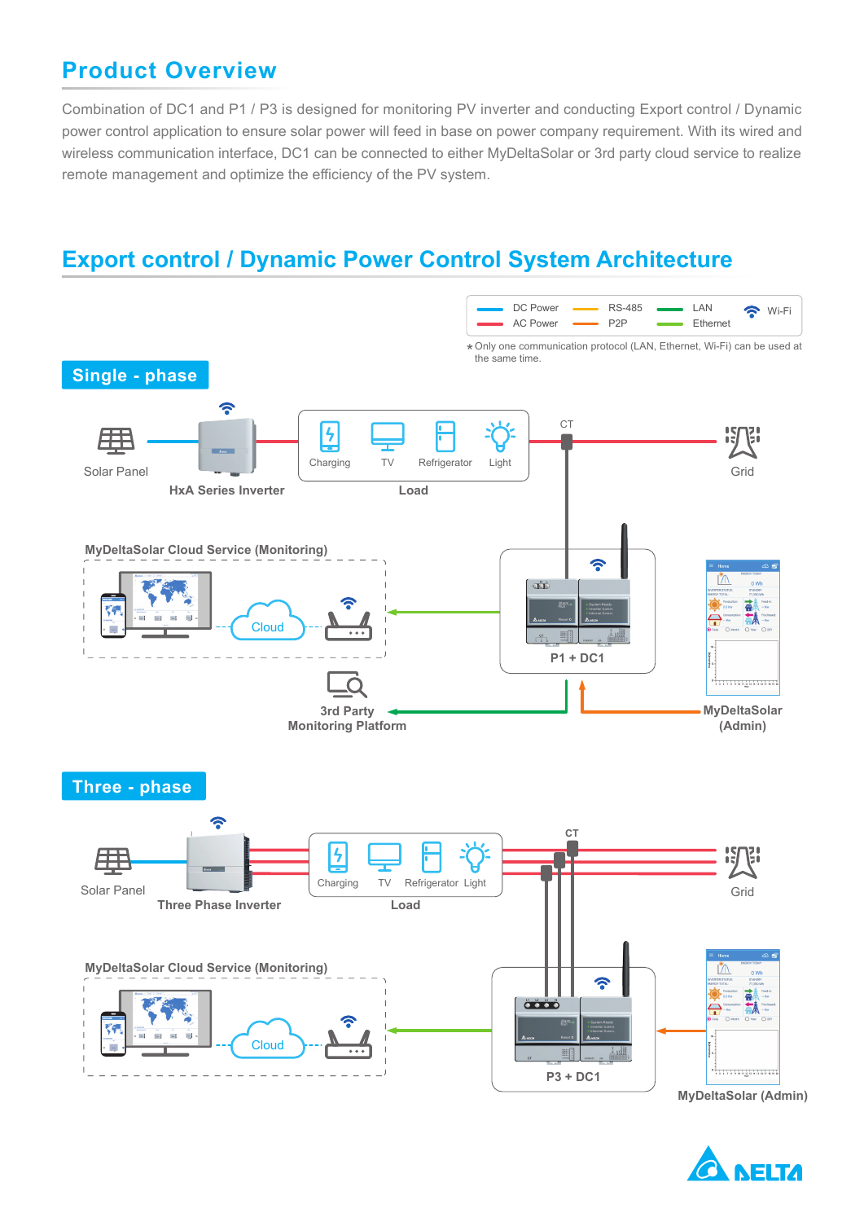## Product Overview

Combination of DC1 and P1 / P3 is designed for monitoring PV inverter and conducting Export control / Dynamic power control application to ensure solar power will feed in base on power company requirement. With its wired and wireless communication interface, DC1 can be connected to either MyDeltaSolar or 3rd party cloud service to realize remote management and optimize the efficiency of the PV system.

## Export control / Dynamic Power Control System Architecture

DC Power | AC Power | RS-485 | P2P | LAN | Ethernet | Wi-Fi

★Only one communication protocol (LAN, Ethernet, Wi-Fi) can be used at the same time.

### Single - phase

Solar Panel

HxA Series Inverter

Load: Charging, TV, Refrigerator, Light

CT

Grid

MyDeltaSolar Cloud Service (Monitoring)

Cloud

P1 + DC1

3rd Party Monitoring Platform

MyDeltaSolar (Admin)

### Three - phase

Solar Panel

Three Phase Inverter

Load: Charging, TV, Refrigerator, Light

CT

Grid

MyDeltaSolar Cloud Service (Monitoring)

Cloud

P3 + DC1

MyDeltaSolar (Admin)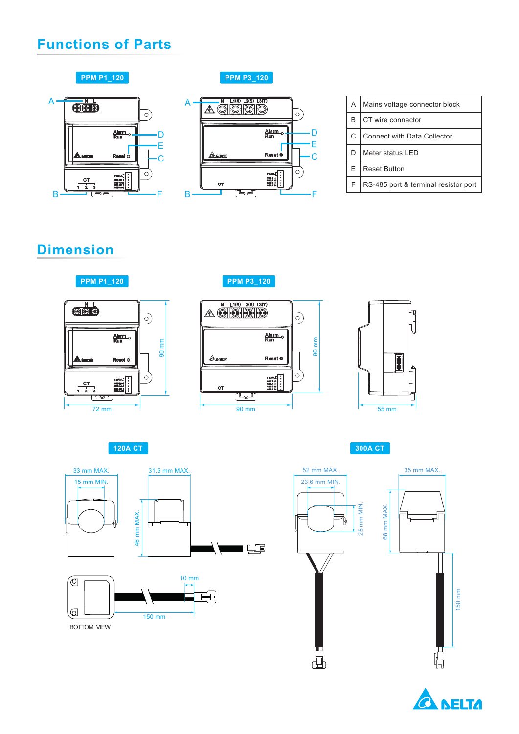## Functions of Parts

PPM P1_120

PPM P3_120

| | |
|---|---|
| A | Mains voltage connector block |
| B | CT wire connector |
| C | Connect with Data Collector |
| D | Meter status LED |
| E | Reset Button |
| F | RS-485 port & terminal resistor port |

## Dimension

PPM P1_120

PPM P3_120

72 mm

90 mm

90 mm

90 mm

55 mm

120A CT

33 mm MAX.

15 mm MIN.

31.5 mm MAX.

46 mm MAX.

10 mm

150 mm

BOTTOM VIEW

300A CT

52 mm MAX.

23.6 mm MIN.

25 mm MIN.

35 mm MAX.

68 mm MAX.

150 mm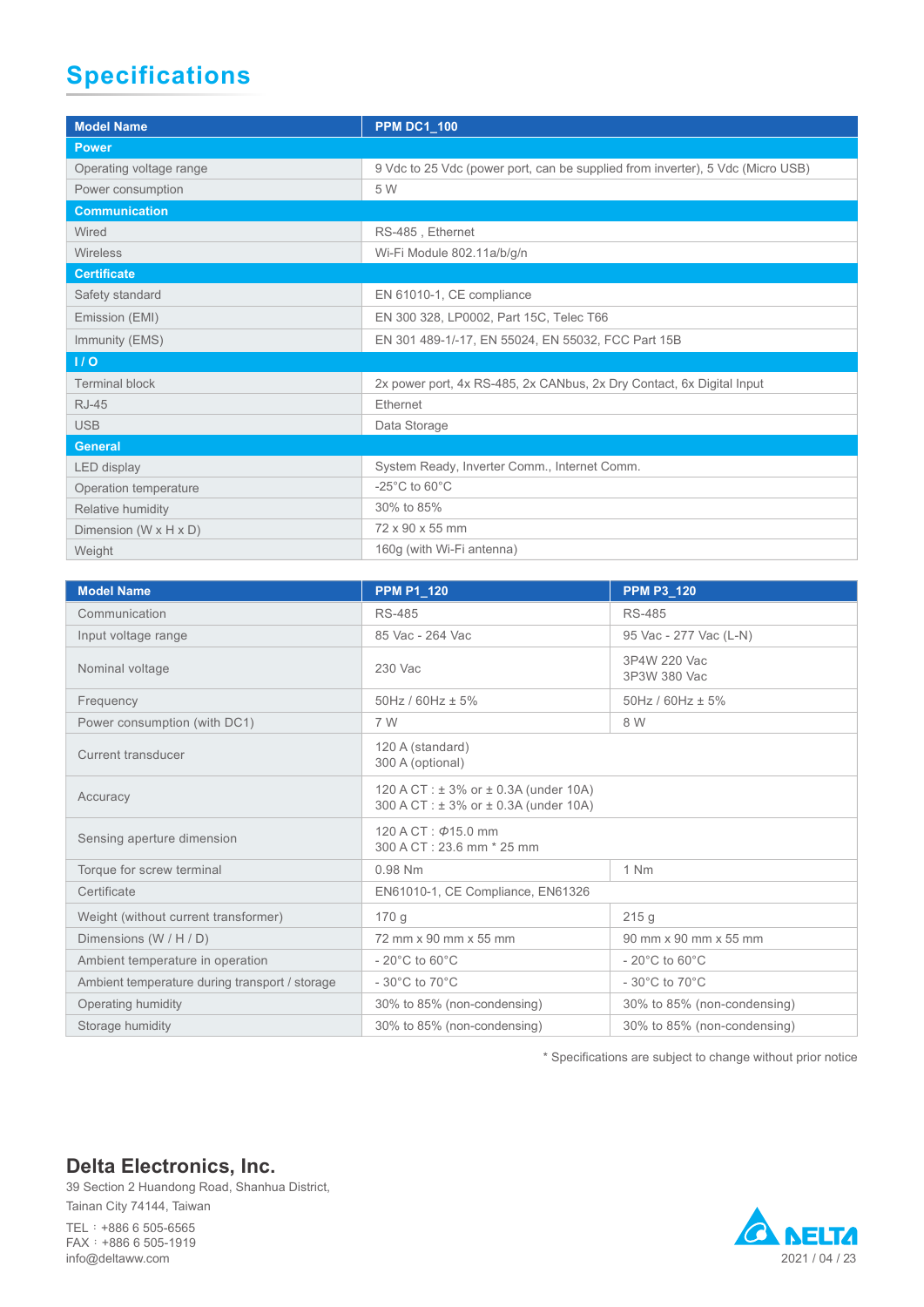# Specifications

| Model Name | PPM DC1_100 |
|---|---|
| **Power** | |
| Operating voltage range | 9 Vdc to 25 Vdc (power port, can be supplied from inverter), 5 Vdc (Micro USB) |
| Power consumption | 5 W |
| **Communication** | |
| Wired | RS-485 , Ethernet |
| Wireless | Wi-Fi Module 802.11a/b/g/n |
| **Certificate** | |
| Safety standard | EN 61010-1, CE compliance |
| Emission (EMI) | EN 300 328, LP0002, Part 15C, Telec T66 |
| Immunity (EMS) | EN 301 489-1/-17, EN 55024, EN 55032, FCC Part 15B |
| **I / O** | |
| Terminal block | 2x power port, 4x RS-485, 2x CANbus, 2x Dry Contact, 6x Digital Input |
| RJ-45 | Ethernet |
| USB | Data Storage |
| **General** | |
| LED display | System Ready, Inverter Comm., Internet Comm. |
| Operation temperature | -25°C to 60°C |
| Relative humidity | 30% to 85% |
| Dimension (W x H x D) | 72 x 90 x 55 mm |
| Weight | 160g (with Wi-Fi antenna) |

| Model Name | PPM P1_120 | PPM P3_120 |
|---|---|---|
| Communication | RS-485 | RS-485 |
| Input voltage range | 85 Vac - 264 Vac | 95 Vac - 277 Vac (L-N) |
| Nominal voltage | 230 Vac | 3P4W 220 Vac<br>3P3W 380 Vac |
| Frequency | 50Hz / 60Hz ± 5% | 50Hz / 60Hz ± 5% |
| Power consumption (with DC1) | 7 W | 8 W |
| Current transducer | 120 A (standard)<br>300 A (optional) | |
| Accuracy | 120 A CT : ± 3% or ± 0.3A (under 10A)<br>300 A CT : ± 3% or ± 0.3A (under 10A) | |
| Sensing aperture dimension | 120 A CT : Φ15.0 mm<br>300 A CT : 23.6 mm * 25 mm | |
| Torque for screw terminal | 0.98 Nm | 1 Nm |
| Certificate | EN61010-1, CE Compliance, EN61326 | |
| Weight (without current transformer) | 170 g | 215 g |
| Dimensions (W / H / D) | 72 mm x 90 mm x 55 mm | 90 mm x 90 mm x 55 mm |
| Ambient temperature in operation | - 20°C to 60°C | - 20°C to 60°C |
| Ambient temperature during transport / storage | - 30°C to 70°C | - 30°C to 70°C |
| Operating humidity | 30% to 85% (non-condensing) | 30% to 85% (non-condensing) |
| Storage humidity | 30% to 85% (non-condensing) | 30% to 85% (non-condensing) |

* Specifications are subject to change without prior notice

## Delta Electronics, Inc.

39 Section 2 Huandong Road, Shanhua District,
Tainan City 74144, Taiwan

TEL：+886 6 505-6565
FAX：+886 6 505-1919
info@deltaww.com

DELTA

2021 / 04 / 23